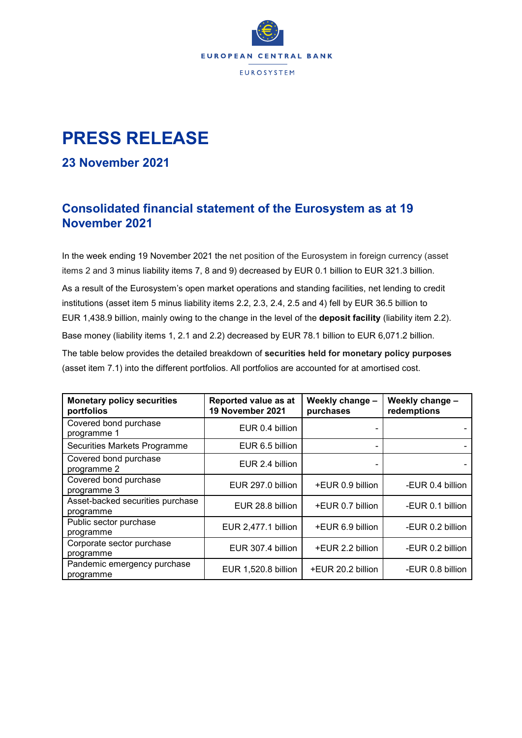EUROPEAN CENTRAL BANK

EUROSYSTEM

# PRESS RELEASE

## 23 November 2021

## Consolidated financial statement of the Eurosystem as at 19 November 2021

In the week ending 19 November 2021 the net position of the Eurosystem in foreign currency (asset items 2 and 3 minus liability items 7, 8 and 9) decreased by EUR 0.1 billion to EUR 321.3 billion.

As a result of the Eurosystem's open market operations and standing facilities, net lending to credit institutions (asset item 5 minus liability items 2.2, 2.3, 2.4, 2.5 and 4) fell by EUR 36.5 billion to EUR 1,438.9 billion, mainly owing to the change in the level of the **deposit facility** (liability item 2.2).

Base money (liability items 1, 2.1 and 2.2) decreased by EUR 78.1 billion to EUR 6,071.2 billion.

The table below provides the detailed breakdown of **securities held for monetary policy purposes** (asset item 7.1) into the different portfolios. All portfolios are accounted for at amortised cost.

| Monetary policy securities portfolios | Reported value as at 19 November 2021 | Weekly change – purchases | Weekly change – redemptions |
|---|---|---|---|
| Covered bond purchase programme 1 | EUR 0.4 billion | - | - |
| Securities Markets Programme | EUR 6.5 billion | - | - |
| Covered bond purchase programme 2 | EUR 2.4 billion | - | - |
| Covered bond purchase programme 3 | EUR 297.0 billion | +EUR 0.9 billion | -EUR 0.4 billion |
| Asset-backed securities purchase programme | EUR 28.8 billion | +EUR 0.7 billion | -EUR 0.1 billion |
| Public sector purchase programme | EUR 2,477.1 billion | +EUR 6.9 billion | -EUR 0.2 billion |
| Corporate sector purchase programme | EUR 307.4 billion | +EUR 2.2 billion | -EUR 0.2 billion |
| Pandemic emergency purchase programme | EUR 1,520.8 billion | +EUR 20.2 billion | -EUR 0.8 billion |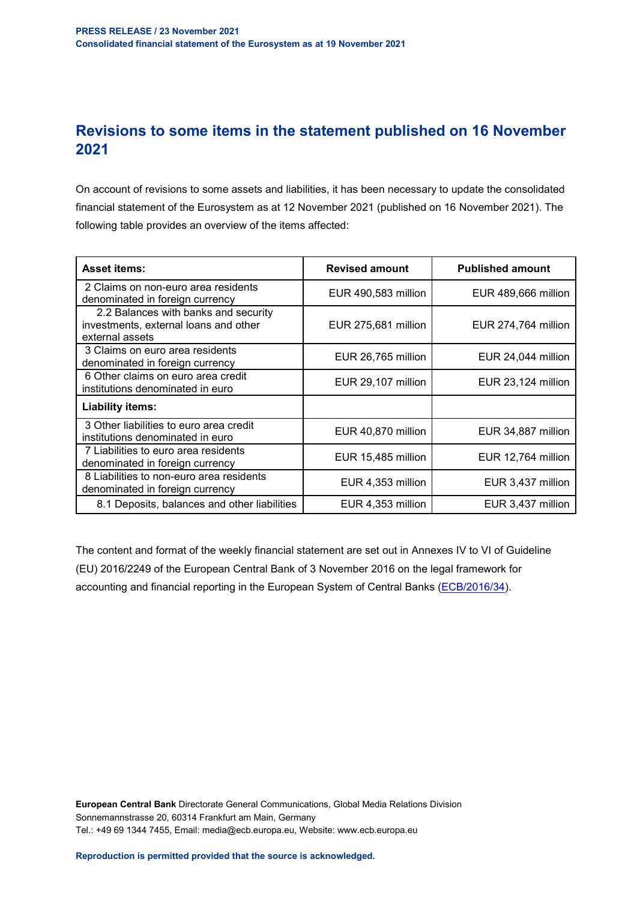## Revisions to some items in the statement published on 16 November 2021

On account of revisions to some assets and liabilities, it has been necessary to update the consolidated financial statement of the Eurosystem as at 12 November 2021 (published on 16 November 2021). The following table provides an overview of the items affected:

| Asset items: | Revised amount | Published amount |
|---|---|---|
| 2 Claims on non-euro area residents denominated in foreign currency | EUR 490,583 million | EUR 489,666 million |
| 2.2 Balances with banks and security investments, external loans and other external assets | EUR 275,681 million | EUR 274,764 million |
| 3 Claims on euro area residents denominated in foreign currency | EUR 26,765 million | EUR 24,044 million |
| 6 Other claims on euro area credit institutions denominated in euro | EUR 29,107 million | EUR 23,124 million |
| **Liability items:** | | |
| 3 Other liabilities to euro area credit institutions denominated in euro | EUR 40,870 million | EUR 34,887 million |
| 7 Liabilities to euro area residents denominated in foreign currency | EUR 15,485 million | EUR 12,764 million |
| 8 Liabilities to non-euro area residents denominated in foreign currency | EUR 4,353 million | EUR 3,437 million |
| 8.1 Deposits, balances and other liabilities | EUR 4,353 million | EUR 3,437 million |

The content and format of the weekly financial statement are set out in Annexes IV to VI of Guideline (EU) 2016/2249 of the European Central Bank of 3 November 2016 on the legal framework for accounting and financial reporting in the European System of Central Banks (ECB/2016/34).

**European Central Bank** Directorate General Communications, Global Media Relations Division
Sonnemannstrasse 20, 60314 Frankfurt am Main, Germany
Tel.: +49 69 1344 7455, Email: media@ecb.europa.eu, Website: www.ecb.europa.eu

**Reproduction is permitted provided that the source is acknowledged.**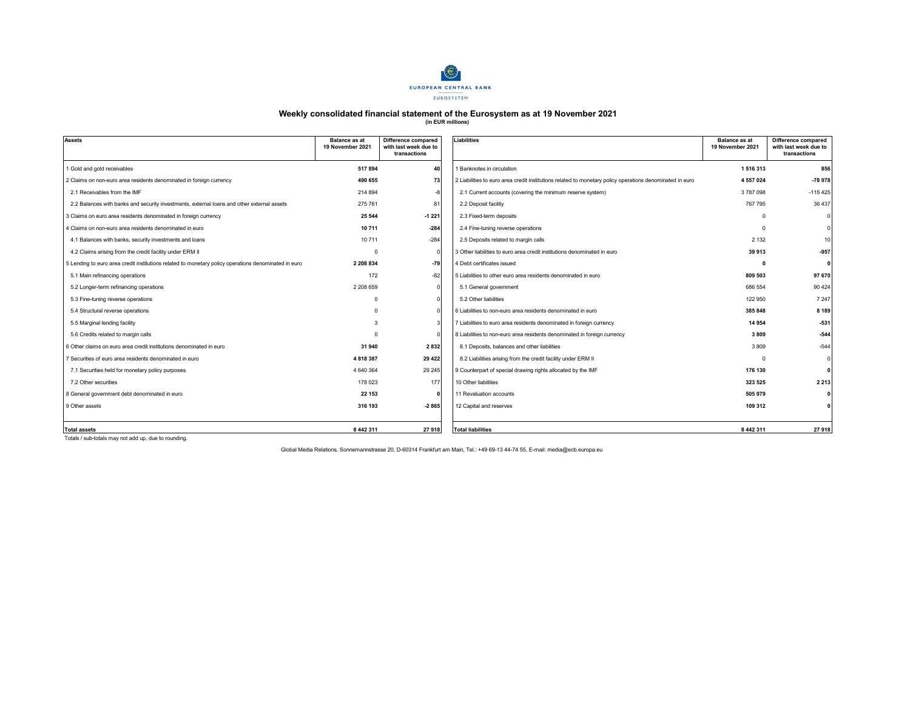# Weekly consolidated financial statement of the Eurosystem as at 19 November 2021

**(in EUR millions)**

| Assets | Balance as at 19 November 2021 | Difference compared with last week due to transactions | Liabilities | Balance as at 19 November 2021 | Difference compared with last week due to transactions |
|---|---|---|---|---|---|
| 1 Gold and gold receivables | **517 894** | **40** | 1 Banknotes in circulation | **1 516 313** | **856** |
| 2 Claims on non-euro area residents denominated in foreign currency | **490 655** | **73** | 2 Liabilities to euro area credit institutions related to monetary policy operations denominated in euro | **4 557 024** | **-78 978** |
| 2.1 Receivables from the IMF | 214 894 | -8 | 2.1 Current accounts (covering the minimum reserve system) | 3 787 098 | -115 425 |
| 2.2 Balances with banks and security investments, external loans and other external assets | 275 761 | 81 | 2.2 Deposit facility | 767 795 | 36 437 |
| 3 Claims on euro area residents denominated in foreign currency | **25 544** | **-1 221** | 2.3 Fixed-term deposits | 0 | 0 |
| 4 Claims on non-euro area residents denominated in euro | **10 711** | **-284** | 2.4 Fine-tuning reverse operations | 0 | 0 |
| 4.1 Balances with banks, security investments and loans | 10 711 | -284 | 2.5 Deposits related to margin calls | 2 132 | 10 |
| 4.2 Claims arising from the credit facility under ERM II | 0 | 0 | 3 Other liabilities to euro area credit institutions denominated in euro | **39 913** | **-957** |
| 5 Lending to euro area credit institutions related to monetary policy operations denominated in euro | **2 208 834** | **-79** | 4 Debt certificates issued | **0** | **0** |
| 5.1 Main refinancing operations | 172 | -82 | 5 Liabilities to other euro area residents denominated in euro | **809 503** | **97 670** |
| 5.2 Longer-term refinancing operations | 2 208 659 | 0 | 5.1 General government | 686 554 | 90 424 |
| 5.3 Fine-tuning reverse operations | 0 | 0 | 5.2 Other liabilities | 122 950 | 7 247 |
| 5.4 Structural reverse operations | 0 | 0 | 6 Liabilities to non-euro area residents denominated in euro | **385 848** | **8 189** |
| 5.5 Marginal lending facility | 3 | 3 | 7 Liabilities to euro area residents denominated in foreign currency | **14 954** | **-531** |
| 5.6 Credits related to margin calls | 0 | 0 | 8 Liabilities to non-euro area residents denominated in foreign currency | **3 809** | **-544** |
| 6 Other claims on euro area credit institutions denominated in euro | **31 940** | **2 832** | 8.1 Deposits, balances and other liabilities | 3 809 | -544 |
| 7 Securities of euro area residents denominated in euro | **4 818 387** | **29 422** | 8.2 Liabilities arising from the credit facility under ERM II | 0 | 0 |
| 7.1 Securities held for monetary policy purposes | 4 640 364 | 29 245 | 9 Counterpart of special drawing rights allocated by the IMF | **176 130** | **0** |
| 7.2 Other securities | 178 023 | 177 | 10 Other liabilities | **323 525** | **2 213** |
| 8 General government debt denominated in euro | **22 153** | **0** | 11 Revaluation accounts | **505 979** | **0** |
| 9 Other assets | **316 193** | **-2 865** | 12 Capital and reserves | **109 312** | **0** |
| **Total assets** | **8 442 311** | **27 918** | **Total liabilities** | **8 442 311** | **27 918** |

Totals / sub-totals may not add up, due to rounding.

Global Media Relations, Sonnemannstrasse 20, D-60314 Frankfurt am Main, Tel.: +49 69-13 44-74 55, E-mail: media@ecb.europa.eu